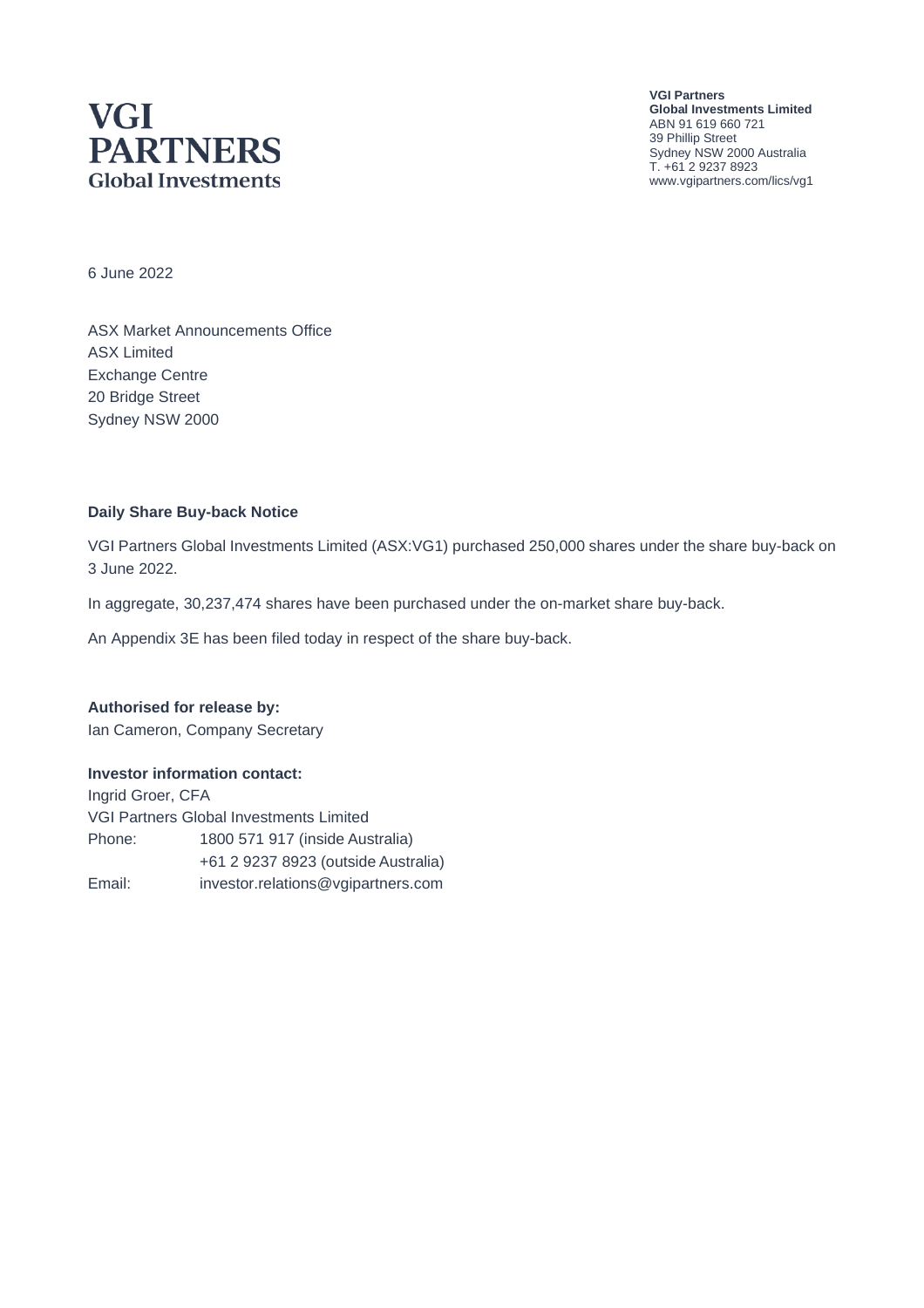# VGI PARTNERS
Global Investments

**VGI Partners**
**Global Investments Limited**
ABN 91 619 660 721
39 Phillip Street
Sydney NSW 2000 Australia
T. +61 2 9237 8923
www.vgipartners.com/lics/vg1

6 June 2022

ASX Market Announcements Office
ASX Limited
Exchange Centre
20 Bridge Street
Sydney NSW 2000

**Daily Share Buy-back Notice**

VGI Partners Global Investments Limited (ASX:VG1) purchased 250,000 shares under the share buy-back on 3 June 2022.

In aggregate, 30,237,474 shares have been purchased under the on-market share buy-back.

An Appendix 3E has been filed today in respect of the share buy-back.

**Authorised for release by:**
Ian Cameron, Company Secretary

**Investor information contact:**
Ingrid Groer, CFA
VGI Partners Global Investments Limited

| | |
|---|---|
| Phone: | 1800 571 917 (inside Australia) |
| | +61 2 9237 8923 (outside Australia) |
| Email: | investor.relations@vgipartners.com |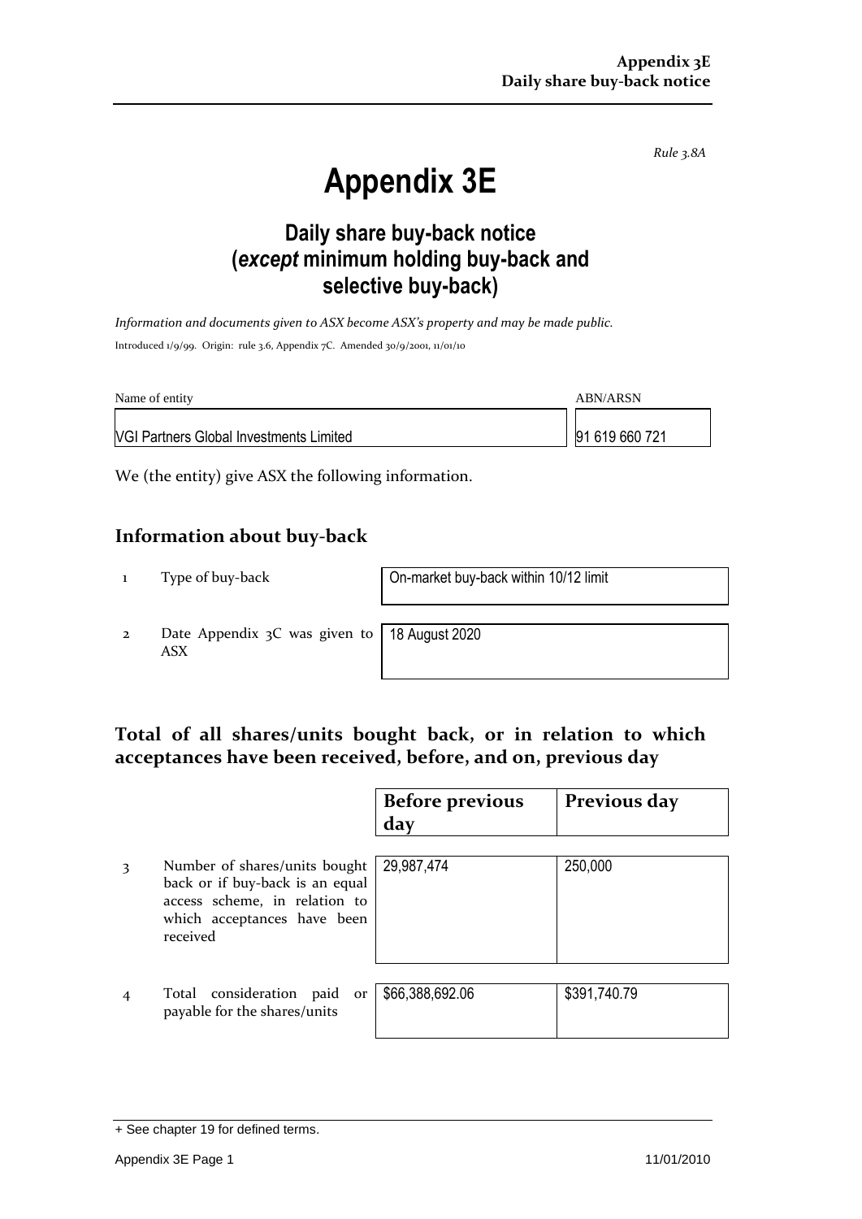*Rule 3.8A*

# Appendix 3E

## Daily share buy-back notice (*except* minimum holding buy-back and selective buy-back)

*Information and documents given to ASX become ASX's property and may be made public.*

Introduced 1/9/99. Origin: rule 3.6, Appendix 7C. Amended 30/9/2001, 11/01/10

| Name of entity | ABN/ARSN |
|---|---|
| VGI Partners Global Investments Limited | 91 619 660 721 |

We (the entity) give ASX the following information.

## Information about buy-back

| | | |
|---|---|---|
| 1 | Type of buy-back | On-market buy-back within 10/12 limit |
| 2 | Date Appendix 3C was given to ASX | 18 August 2020 |

## Total of all shares/units bought back, or in relation to which acceptances have been received, before, and on, previous day

| | | Before previous day | Previous day |
|---|---|---|---|
| 3 | Number of shares/units bought back or if buy-back is an equal access scheme, in relation to which acceptances have been received | 29,987,474 | 250,000 |
| 4 | Total consideration paid or payable for the shares/units | $66,388,692.06 | $391,740.79 |

+ See chapter 19 for defined terms.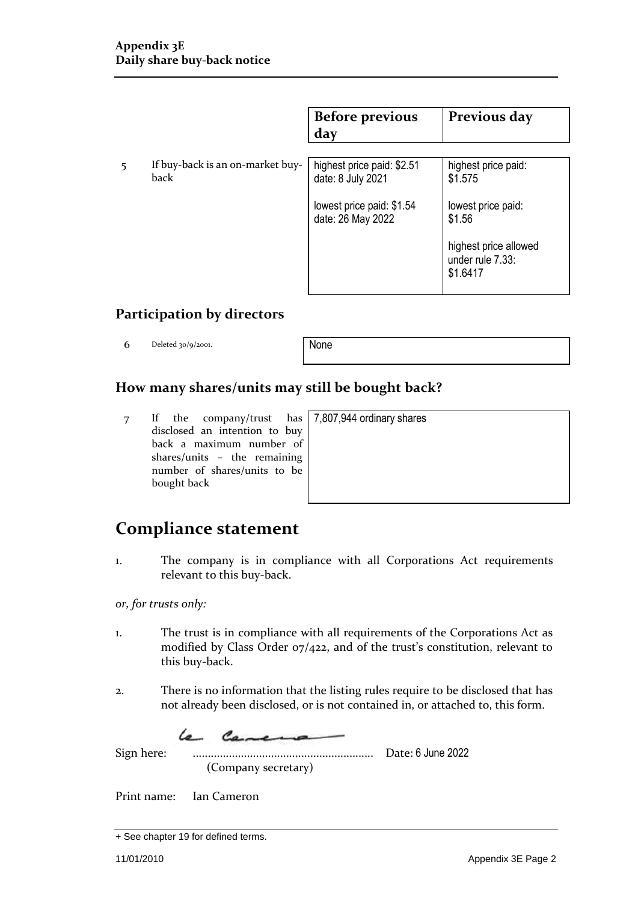|  |  | Before previous day | Previous day |
|---|---|---|---|
| 5 | If buy-back is an on-market buy-back | highest price paid: $2.51<br>date: 8 July 2021<br><br>lowest price paid: $1.54<br>date: 26 May 2022 | highest price paid: $1.575<br><br>lowest price paid: $1.56<br><br>highest price allowed under rule 7.33: $1.6417 |

## Participation by directors

| | | |
|---|---|---|
| 6 | Deleted 30/9/2001. | None |

## How many shares/units may still be bought back?

| | | |
|---|---|---|
| 7 | If the company/trust has disclosed an intention to buy back a maximum number of shares/units – the remaining number of shares/units to be bought back | 7,807,944 ordinary shares |

# Compliance statement

1. The company is in compliance with all Corporations Act requirements relevant to this buy-back.

*or, for trusts only:*

1. The trust is in compliance with all requirements of the Corporations Act as modified by Class Order 07/422, and of the trust's constitution, relevant to this buy-back.

2. There is no information that the listing rules require to be disclosed that has not already been disclosed, or is not contained in, or attached to, this form.

Sign here: ............................................................ Date: 6 June 2022
(Company secretary)

Print name: Ian Cameron

+ See chapter 19 for defined terms.